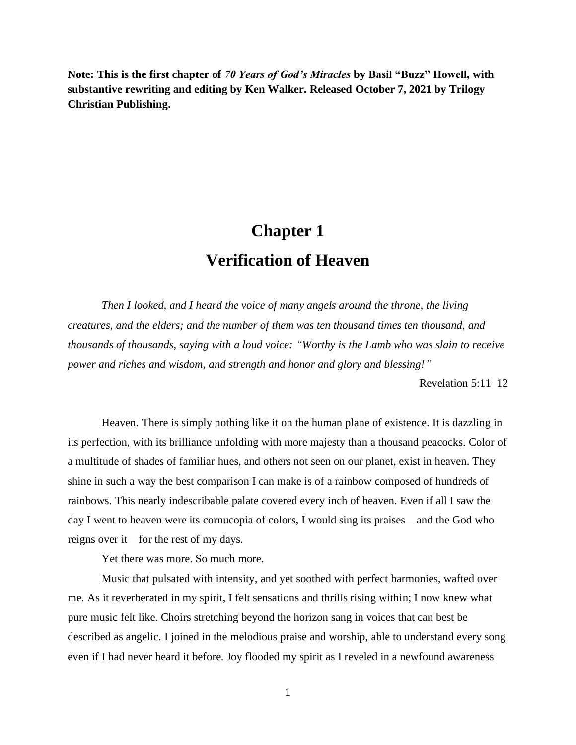**Note: This is the first chapter of *70 Years of God's Miracles* by Basil "Buzz" Howell, with substantive rewriting and editing by Ken Walker. Released October 7, 2021 by Trilogy Christian Publishing.**

# Chapter 1

# Verification of Heaven

*Then I looked, and I heard the voice of many angels around the throne, the living creatures, and the elders; and the number of them was ten thousand times ten thousand, and thousands of thousands, saying with a loud voice: "Worthy is the Lamb who was slain to receive power and riches and wisdom, and strength and honor and glory and blessing!"*

Revelation 5:11–12

Heaven. There is simply nothing like it on the human plane of existence. It is dazzling in its perfection, with its brilliance unfolding with more majesty than a thousand peacocks. Color of a multitude of shades of familiar hues, and others not seen on our planet, exist in heaven. They shine in such a way the best comparison I can make is of a rainbow composed of hundreds of rainbows. This nearly indescribable palate covered every inch of heaven. Even if all I saw the day I went to heaven were its cornucopia of colors, I would sing its praises—and the God who reigns over it—for the rest of my days.

Yet there was more. So much more.

Music that pulsated with intensity, and yet soothed with perfect harmonies, wafted over me. As it reverberated in my spirit, I felt sensations and thrills rising within; I now knew what pure music felt like. Choirs stretching beyond the horizon sang in voices that can best be described as angelic. I joined in the melodious praise and worship, able to understand every song even if I had never heard it before. Joy flooded my spirit as I reveled in a newfound awareness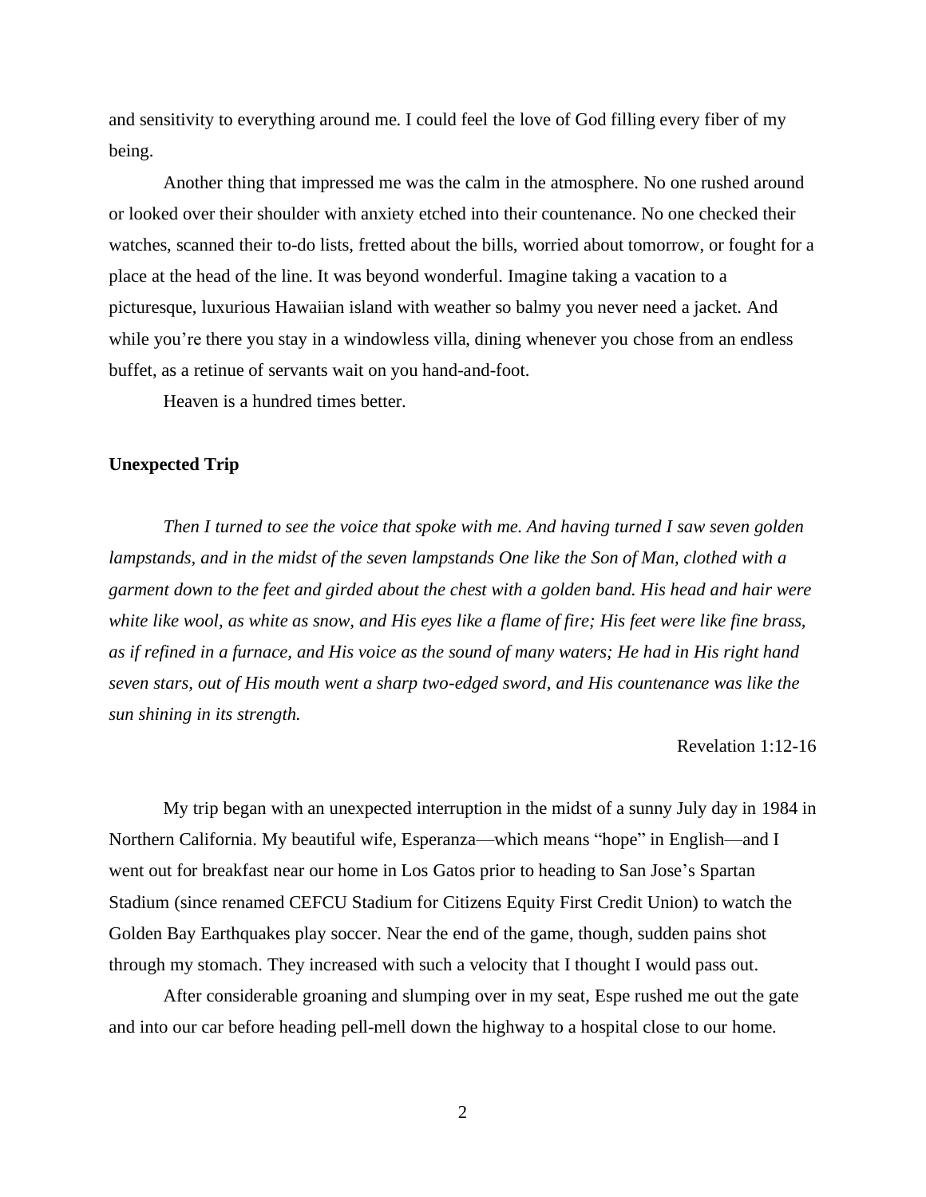and sensitivity to everything around me. I could feel the love of God filling every fiber of my being.

Another thing that impressed me was the calm in the atmosphere. No one rushed around or looked over their shoulder with anxiety etched into their countenance. No one checked their watches, scanned their to-do lists, fretted about the bills, worried about tomorrow, or fought for a place at the head of the line. It was beyond wonderful. Imagine taking a vacation to a picturesque, luxurious Hawaiian island with weather so balmy you never need a jacket. And while you're there you stay in a windowless villa, dining whenever you chose from an endless buffet, as a retinue of servants wait on you hand-and-foot.

Heaven is a hundred times better.

**Unexpected Trip**

*Then I turned to see the voice that spoke with me. And having turned I saw seven golden lampstands, and in the midst of the seven lampstands One like the Son of Man, clothed with a garment down to the feet and girded about the chest with a golden band. His head and hair were white like wool, as white as snow, and His eyes like a flame of fire; His feet were like fine brass, as if refined in a furnace, and His voice as the sound of many waters; He had in His right hand seven stars, out of His mouth went a sharp two-edged sword, and His countenance was like the sun shining in its strength.*

Revelation 1:12-16

My trip began with an unexpected interruption in the midst of a sunny July day in 1984 in Northern California. My beautiful wife, Esperanza—which means "hope" in English—and I went out for breakfast near our home in Los Gatos prior to heading to San Jose's Spartan Stadium (since renamed CEFCU Stadium for Citizens Equity First Credit Union) to watch the Golden Bay Earthquakes play soccer. Near the end of the game, though, sudden pains shot through my stomach. They increased with such a velocity that I thought I would pass out.

After considerable groaning and slumping over in my seat, Espe rushed me out the gate and into our car before heading pell-mell down the highway to a hospital close to our home.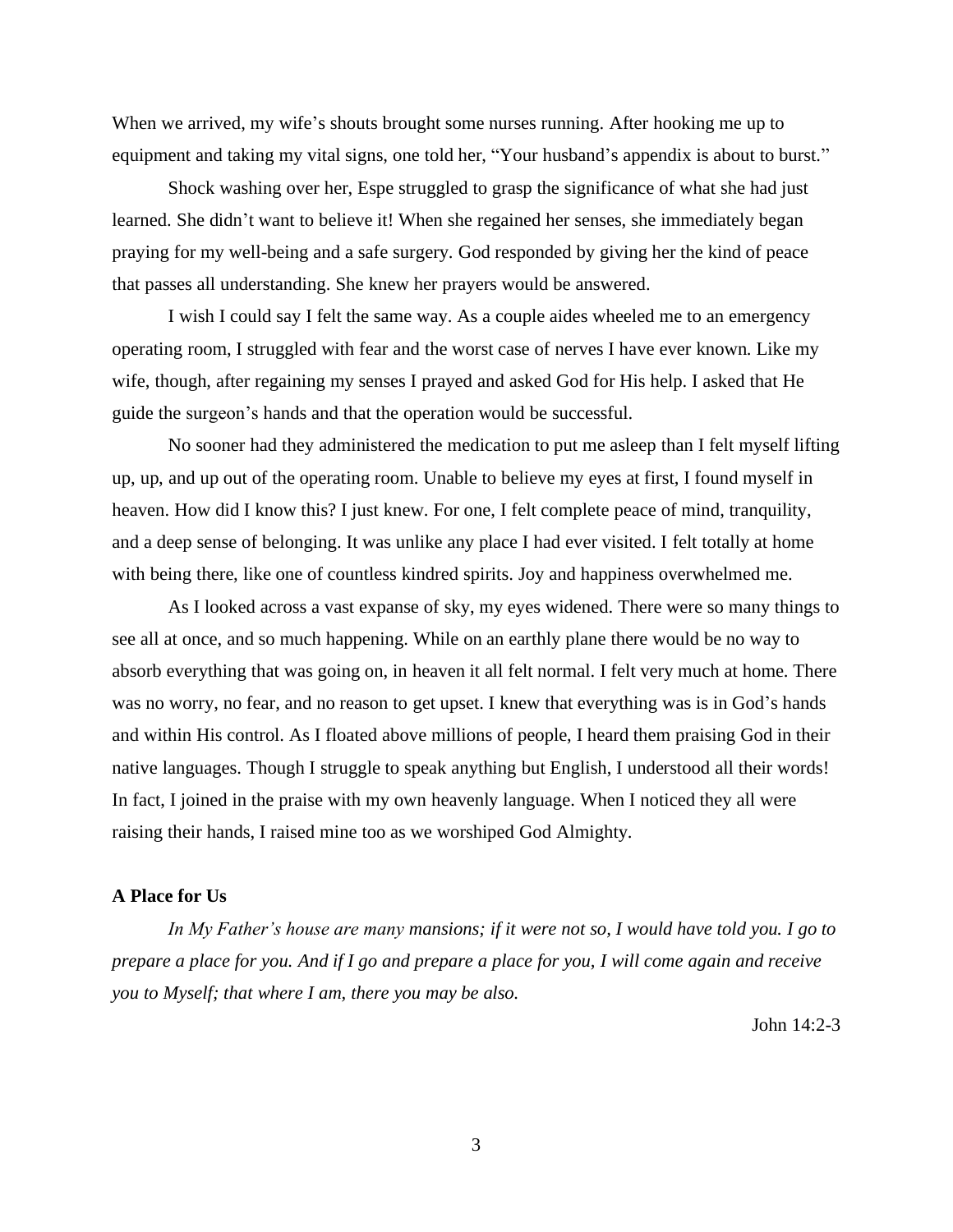When we arrived, my wife's shouts brought some nurses running. After hooking me up to equipment and taking my vital signs, one told her, "Your husband's appendix is about to burst."

Shock washing over her, Espe struggled to grasp the significance of what she had just learned. She didn't want to believe it! When she regained her senses, she immediately began praying for my well-being and a safe surgery. God responded by giving her the kind of peace that passes all understanding. She knew her prayers would be answered.

I wish I could say I felt the same way. As a couple aides wheeled me to an emergency operating room, I struggled with fear and the worst case of nerves I have ever known. Like my wife, though, after regaining my senses I prayed and asked God for His help. I asked that He guide the surgeon's hands and that the operation would be successful.

No sooner had they administered the medication to put me asleep than I felt myself lifting up, up, and up out of the operating room. Unable to believe my eyes at first, I found myself in heaven. How did I know this? I just knew. For one, I felt complete peace of mind, tranquility, and a deep sense of belonging. It was unlike any place I had ever visited. I felt totally at home with being there, like one of countless kindred spirits. Joy and happiness overwhelmed me.

As I looked across a vast expanse of sky, my eyes widened. There were so many things to see all at once, and so much happening. While on an earthly plane there would be no way to absorb everything that was going on, in heaven it all felt normal. I felt very much at home. There was no worry, no fear, and no reason to get upset. I knew that everything was is in God's hands and within His control. As I floated above millions of people, I heard them praising God in their native languages. Though I struggle to speak anything but English, I understood all their words! In fact, I joined in the praise with my own heavenly language. When I noticed they all were raising their hands, I raised mine too as we worshiped God Almighty.

**A Place for Us**

*In My Father's house are many mansions; if it were not so, I would have told you. I go to prepare a place for you. And if I go and prepare a place for you, I will come again and receive you to Myself; that where I am, there you may be also.*

John 14:2-3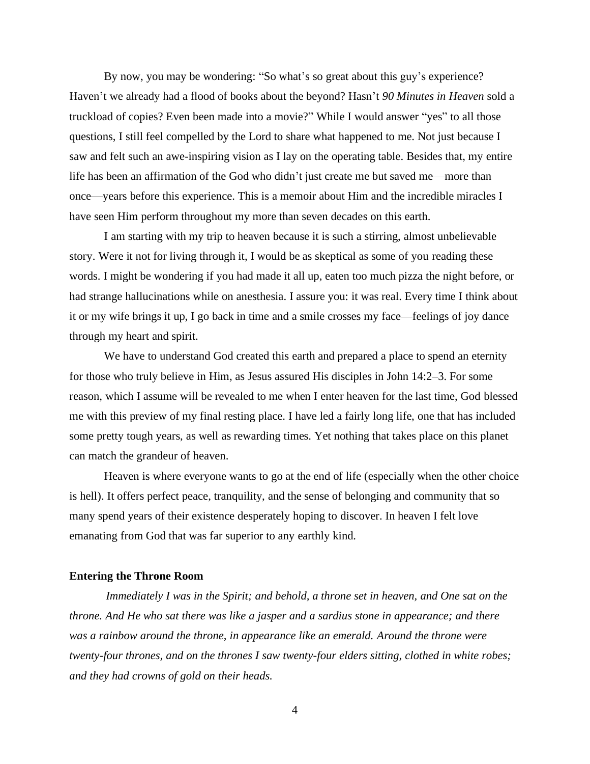By now, you may be wondering: "So what's so great about this guy's experience? Haven't we already had a flood of books about the beyond? Hasn't *90 Minutes in Heaven* sold a truckload of copies? Even been made into a movie?" While I would answer "yes" to all those questions, I still feel compelled by the Lord to share what happened to me. Not just because I saw and felt such an awe-inspiring vision as I lay on the operating table. Besides that, my entire life has been an affirmation of the God who didn't just create me but saved me—more than once—years before this experience. This is a memoir about Him and the incredible miracles I have seen Him perform throughout my more than seven decades on this earth.

I am starting with my trip to heaven because it is such a stirring, almost unbelievable story. Were it not for living through it, I would be as skeptical as some of you reading these words. I might be wondering if you had made it all up, eaten too much pizza the night before, or had strange hallucinations while on anesthesia. I assure you: it was real. Every time I think about it or my wife brings it up, I go back in time and a smile crosses my face—feelings of joy dance through my heart and spirit.

We have to understand God created this earth and prepared a place to spend an eternity for those who truly believe in Him, as Jesus assured His disciples in John 14:2–3. For some reason, which I assume will be revealed to me when I enter heaven for the last time, God blessed me with this preview of my final resting place. I have led a fairly long life, one that has included some pretty tough years, as well as rewarding times. Yet nothing that takes place on this planet can match the grandeur of heaven.

Heaven is where everyone wants to go at the end of life (especially when the other choice is hell). It offers perfect peace, tranquility, and the sense of belonging and community that so many spend years of their existence desperately hoping to discover. In heaven I felt love emanating from God that was far superior to any earthly kind.

**Entering the Throne Room**

*Immediately I was in the Spirit; and behold, a throne set in heaven, and One sat on the throne. And He who sat there was like a jasper and a sardius stone in appearance; and there was a rainbow around the throne, in appearance like an emerald. Around the throne were twenty-four thrones, and on the thrones I saw twenty-four elders sitting, clothed in white robes; and they had crowns of gold on their heads.*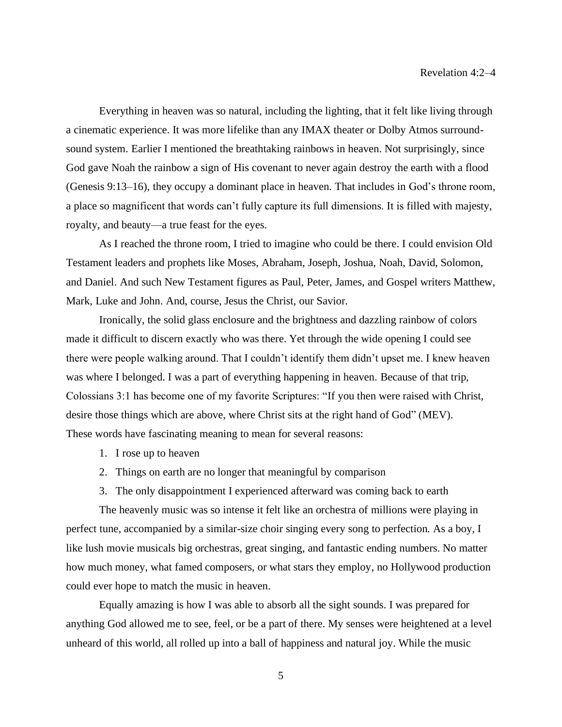Revelation 4:2–4

Everything in heaven was so natural, including the lighting, that it felt like living through a cinematic experience. It was more lifelike than any IMAX theater or Dolby Atmos surround-sound system. Earlier I mentioned the breathtaking rainbows in heaven. Not surprisingly, since God gave Noah the rainbow a sign of His covenant to never again destroy the earth with a flood (Genesis 9:13–16), they occupy a dominant place in heaven. That includes in God's throne room, a place so magnificent that words can't fully capture its full dimensions. It is filled with majesty, royalty, and beauty—a true feast for the eyes.

As I reached the throne room, I tried to imagine who could be there. I could envision Old Testament leaders and prophets like Moses, Abraham, Joseph, Joshua, Noah, David, Solomon, and Daniel. And such New Testament figures as Paul, Peter, James, and Gospel writers Matthew, Mark, Luke and John. And, course, Jesus the Christ, our Savior.

Ironically, the solid glass enclosure and the brightness and dazzling rainbow of colors made it difficult to discern exactly who was there. Yet through the wide opening I could see there were people walking around. That I couldn't identify them didn't upset me. I knew heaven was where I belonged. I was a part of everything happening in heaven. Because of that trip, Colossians 3:1 has become one of my favorite Scriptures: "If you then were raised with Christ, desire those things which are above, where Christ sits at the right hand of God" (MEV). These words have fascinating meaning to mean for several reasons:

1. I rose up to heaven
2. Things on earth are no longer that meaningful by comparison
3. The only disappointment I experienced afterward was coming back to earth

The heavenly music was so intense it felt like an orchestra of millions were playing in perfect tune, accompanied by a similar-size choir singing every song to perfection. As a boy, I like lush movie musicals big orchestras, great singing, and fantastic ending numbers. No matter how much money, what famed composers, or what stars they employ, no Hollywood production could ever hope to match the music in heaven.

Equally amazing is how I was able to absorb all the sight sounds. I was prepared for anything God allowed me to see, feel, or be a part of there. My senses were heightened at a level unheard of this world, all rolled up into a ball of happiness and natural joy. While the music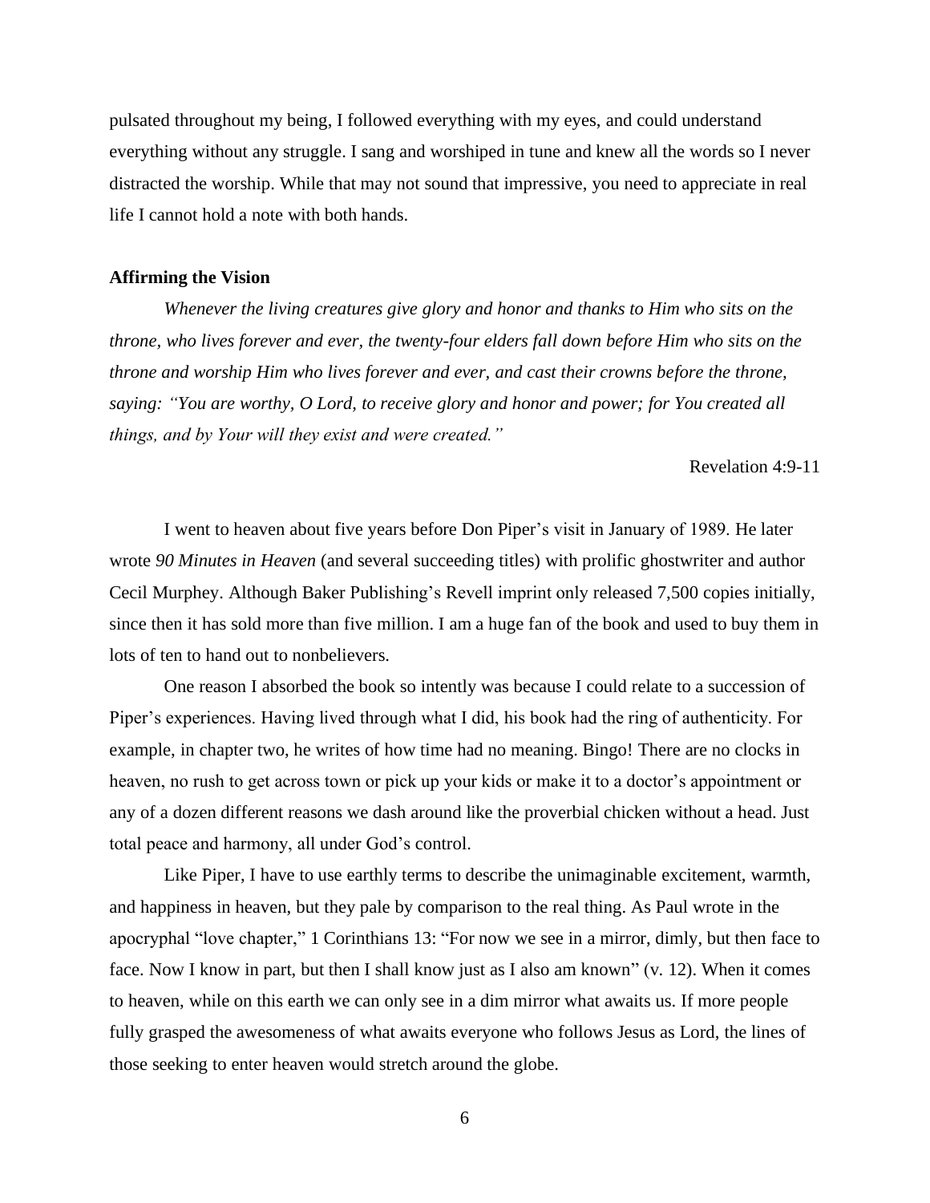pulsated throughout my being, I followed everything with my eyes, and could understand everything without any struggle. I sang and worshiped in tune and knew all the words so I never distracted the worship. While that may not sound that impressive, you need to appreciate in real life I cannot hold a note with both hands.

**Affirming the Vision**

*Whenever the living creatures give glory and honor and thanks to Him who sits on the throne, who lives forever and ever, the twenty-four elders fall down before Him who sits on the throne and worship Him who lives forever and ever, and cast their crowns before the throne, saying: "You are worthy, O Lord, to receive glory and honor and power; for You created all things, and by Your will they exist and were created."*

Revelation 4:9-11

I went to heaven about five years before Don Piper's visit in January of 1989. He later wrote *90 Minutes in Heaven* (and several succeeding titles) with prolific ghostwriter and author Cecil Murphey. Although Baker Publishing's Revell imprint only released 7,500 copies initially, since then it has sold more than five million. I am a huge fan of the book and used to buy them in lots of ten to hand out to nonbelievers.

One reason I absorbed the book so intently was because I could relate to a succession of Piper's experiences. Having lived through what I did, his book had the ring of authenticity. For example, in chapter two, he writes of how time had no meaning. Bingo! There are no clocks in heaven, no rush to get across town or pick up your kids or make it to a doctor's appointment or any of a dozen different reasons we dash around like the proverbial chicken without a head. Just total peace and harmony, all under God's control.

Like Piper, I have to use earthly terms to describe the unimaginable excitement, warmth, and happiness in heaven, but they pale by comparison to the real thing. As Paul wrote in the apocryphal "love chapter," 1 Corinthians 13: "For now we see in a mirror, dimly, but then face to face. Now I know in part, but then I shall know just as I also am known" (v. 12). When it comes to heaven, while on this earth we can only see in a dim mirror what awaits us. If more people fully grasped the awesomeness of what awaits everyone who follows Jesus as Lord, the lines of those seeking to enter heaven would stretch around the globe.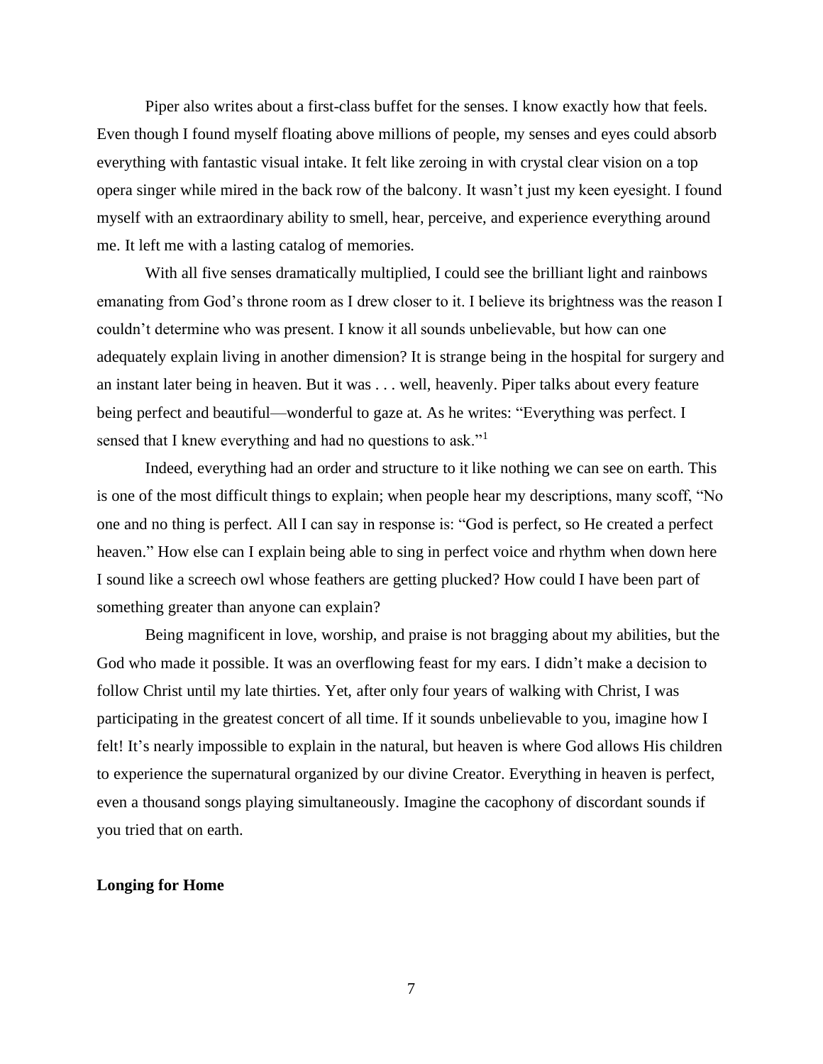Piper also writes about a first-class buffet for the senses. I know exactly how that feels. Even though I found myself floating above millions of people, my senses and eyes could absorb everything with fantastic visual intake. It felt like zeroing in with crystal clear vision on a top opera singer while mired in the back row of the balcony. It wasn't just my keen eyesight. I found myself with an extraordinary ability to smell, hear, perceive, and experience everything around me. It left me with a lasting catalog of memories.

With all five senses dramatically multiplied, I could see the brilliant light and rainbows emanating from God's throne room as I drew closer to it. I believe its brightness was the reason I couldn't determine who was present. I know it all sounds unbelievable, but how can one adequately explain living in another dimension? It is strange being in the hospital for surgery and an instant later being in heaven. But it was . . . well, heavenly. Piper talks about every feature being perfect and beautiful—wonderful to gaze at. As he writes: "Everything was perfect. I sensed that I knew everything and had no questions to ask."[1]

Indeed, everything had an order and structure to it like nothing we can see on earth. This is one of the most difficult things to explain; when people hear my descriptions, many scoff, "No one and no thing is perfect. All I can say in response is: "God is perfect, so He created a perfect heaven." How else can I explain being able to sing in perfect voice and rhythm when down here I sound like a screech owl whose feathers are getting plucked? How could I have been part of something greater than anyone can explain?

Being magnificent in love, worship, and praise is not bragging about my abilities, but the God who made it possible. It was an overflowing feast for my ears. I didn't make a decision to follow Christ until my late thirties. Yet, after only four years of walking with Christ, I was participating in the greatest concert of all time. If it sounds unbelievable to you, imagine how I felt! It's nearly impossible to explain in the natural, but heaven is where God allows His children to experience the supernatural organized by our divine Creator. Everything in heaven is perfect, even a thousand songs playing simultaneously. Imagine the cacophony of discordant sounds if you tried that on earth.

**Longing for Home**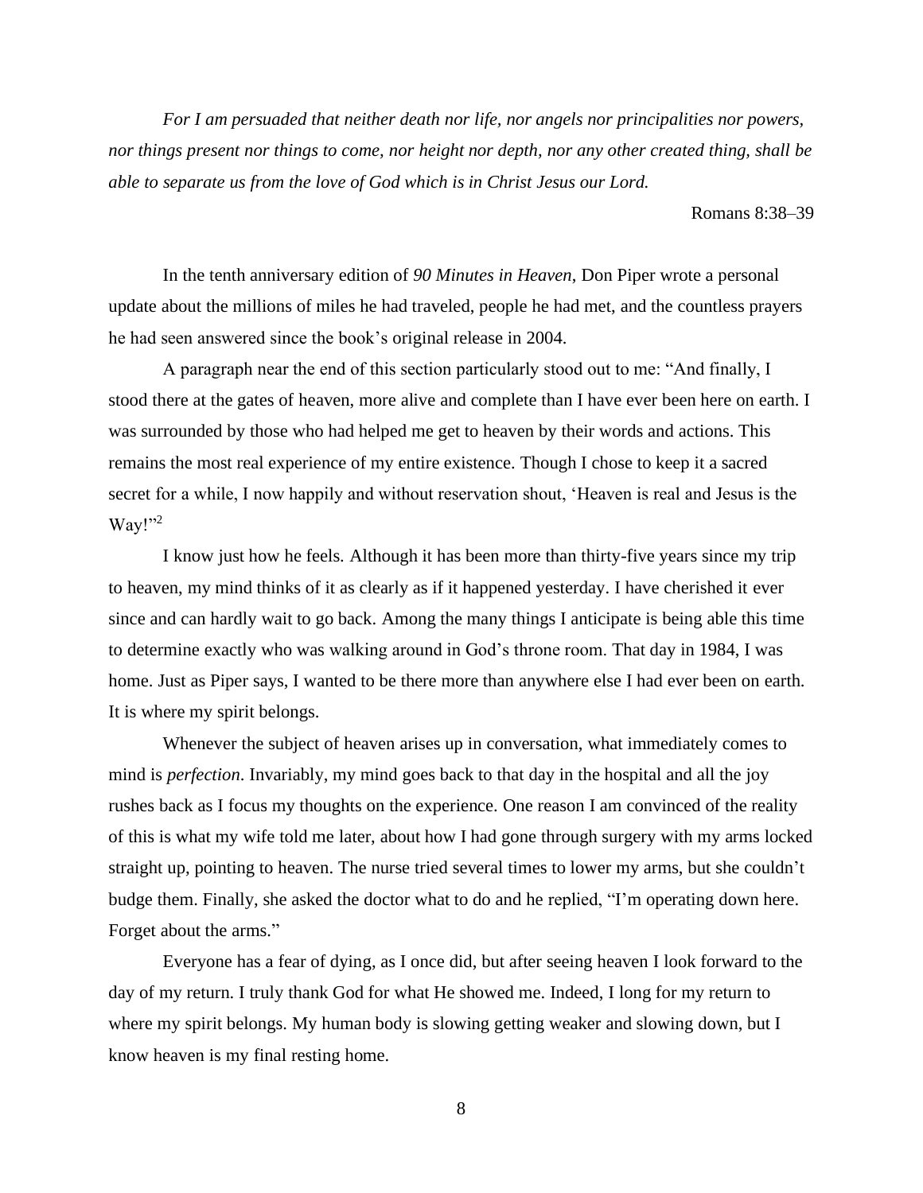*For I am persuaded that neither death nor life, nor angels nor principalities nor powers, nor things present nor things to come, nor height nor depth, nor any other created thing, shall be able to separate us from the love of God which is in Christ Jesus our Lord.*

Romans 8:38–39

In the tenth anniversary edition of *90 Minutes in Heaven*, Don Piper wrote a personal update about the millions of miles he had traveled, people he had met, and the countless prayers he had seen answered since the book's original release in 2004.

A paragraph near the end of this section particularly stood out to me: "And finally, I stood there at the gates of heaven, more alive and complete than I have ever been here on earth. I was surrounded by those who had helped me get to heaven by their words and actions. This remains the most real experience of my entire existence. Though I chose to keep it a sacred secret for a while, I now happily and without reservation shout, 'Heaven is real and Jesus is the Way!'"[2]

I know just how he feels. Although it has been more than thirty-five years since my trip to heaven, my mind thinks of it as clearly as if it happened yesterday. I have cherished it ever since and can hardly wait to go back. Among the many things I anticipate is being able this time to determine exactly who was walking around in God's throne room. That day in 1984, I was home. Just as Piper says, I wanted to be there more than anywhere else I had ever been on earth. It is where my spirit belongs.

Whenever the subject of heaven arises up in conversation, what immediately comes to mind is *perfection*. Invariably, my mind goes back to that day in the hospital and all the joy rushes back as I focus my thoughts on the experience. One reason I am convinced of the reality of this is what my wife told me later, about how I had gone through surgery with my arms locked straight up, pointing to heaven. The nurse tried several times to lower my arms, but she couldn't budge them. Finally, she asked the doctor what to do and he replied, "I'm operating down here. Forget about the arms."

Everyone has a fear of dying, as I once did, but after seeing heaven I look forward to the day of my return. I truly thank God for what He showed me. Indeed, I long for my return to where my spirit belongs. My human body is slowing getting weaker and slowing down, but I know heaven is my final resting home.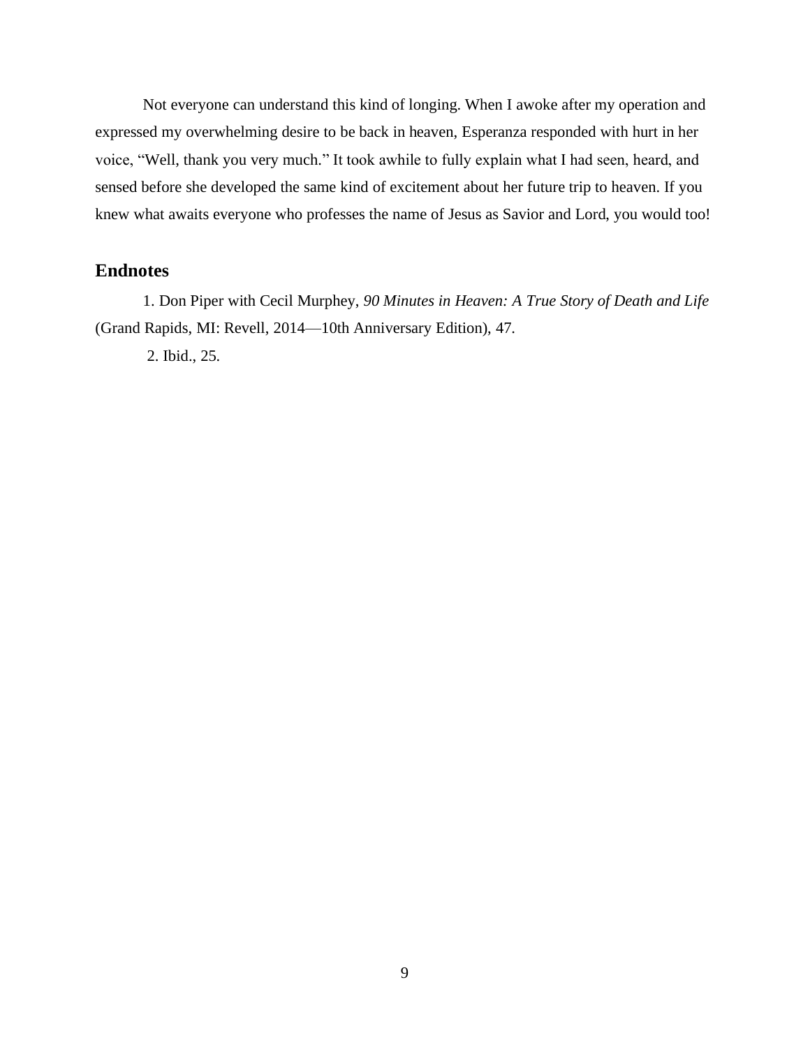Not everyone can understand this kind of longing. When I awoke after my operation and expressed my overwhelming desire to be back in heaven, Esperanza responded with hurt in her voice, “Well, thank you very much.” It took awhile to fully explain what I had seen, heard, and sensed before she developed the same kind of excitement about her future trip to heaven. If you knew what awaits everyone who professes the name of Jesus as Savior and Lord, you would too!

## Endnotes

1. Don Piper with Cecil Murphey, *90 Minutes in Heaven: A True Story of Death and Life* (Grand Rapids, MI: Revell, 2014—10th Anniversary Edition), 47.

2. Ibid., 25.